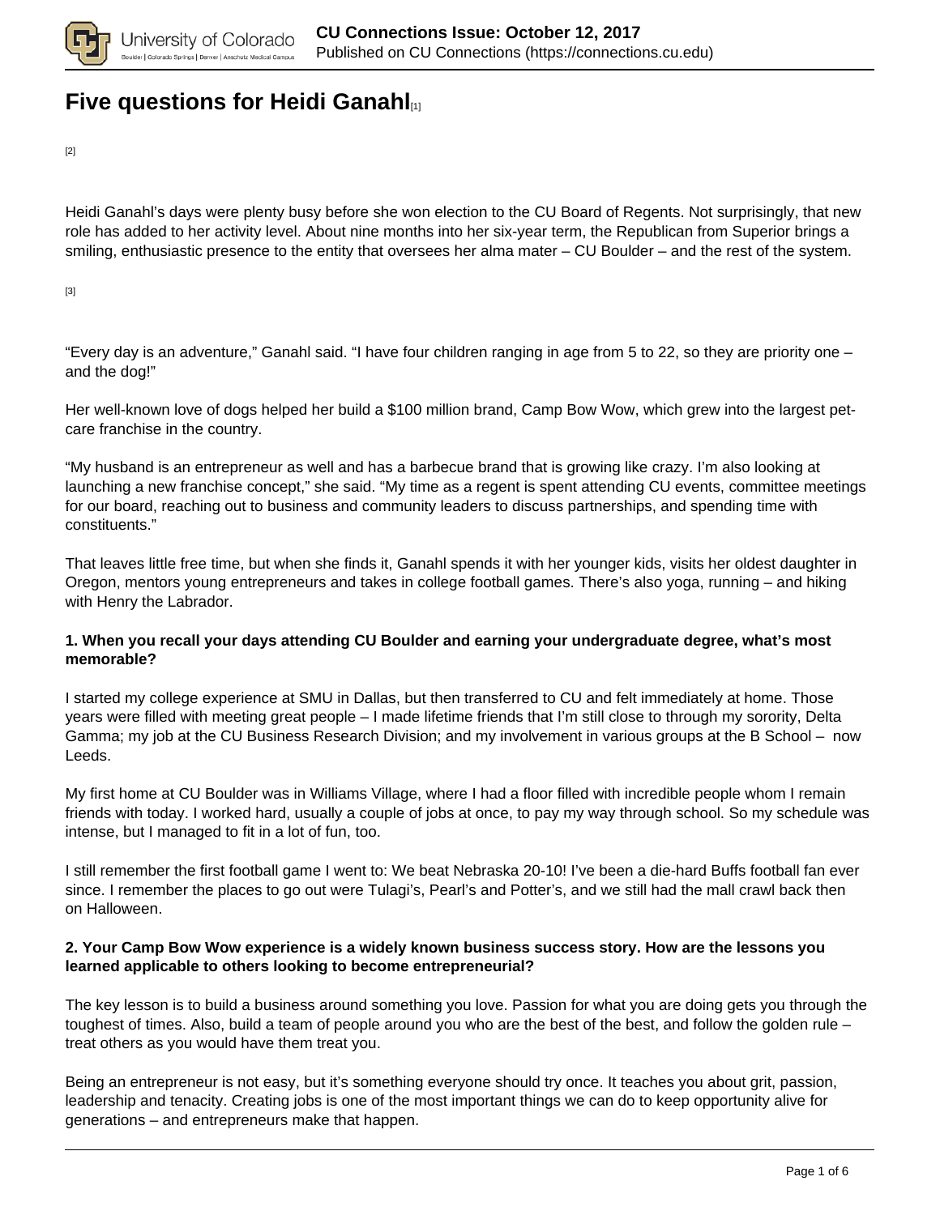# Five questions for Heidi Ganahl[1]

[2]

Heidi Ganahl's days were plenty busy before she won election to the CU Board of Regents. Not surprisingly, that new role has added to her activity level. About nine months into her six-year term, the Republican from Superior brings a smiling, enthusiastic presence to the entity that oversees her alma mater – CU Boulder – and the rest of the system.

[3]

"Every day is an adventure," Ganahl said. "I have four children ranging in age from 5 to 22, so they are priority one – and the dog!"

Her well-known love of dogs helped her build a $100 million brand, Camp Bow Wow, which grew into the largest pet-care franchise in the country.

"My husband is an entrepreneur as well and has a barbecue brand that is growing like crazy. I'm also looking at launching a new franchise concept," she said. "My time as a regent is spent attending CU events, committee meetings for our board, reaching out to business and community leaders to discuss partnerships, and spending time with constituents."

That leaves little free time, but when she finds it, Ganahl spends it with her younger kids, visits her oldest daughter in Oregon, mentors young entrepreneurs and takes in college football games. There's also yoga, running – and hiking with Henry the Labrador.

**1. When you recall your days attending CU Boulder and earning your undergraduate degree, what's most memorable?**

I started my college experience at SMU in Dallas, but then transferred to CU and felt immediately at home. Those years were filled with meeting great people – I made lifetime friends that I'm still close to through my sorority, Delta Gamma; my job at the CU Business Research Division; and my involvement in various groups at the B School – now Leeds.

My first home at CU Boulder was in Williams Village, where I had a floor filled with incredible people whom I remain friends with today. I worked hard, usually a couple of jobs at once, to pay my way through school. So my schedule was intense, but I managed to fit in a lot of fun, too.

I still remember the first football game I went to: We beat Nebraska 20-10! I've been a die-hard Buffs football fan ever since. I remember the places to go out were Tulagi's, Pearl's and Potter's, and we still had the mall crawl back then on Halloween.

**2. Your Camp Bow Wow experience is a widely known business success story. How are the lessons you learned applicable to others looking to become entrepreneurial?**

The key lesson is to build a business around something you love. Passion for what you are doing gets you through the toughest of times. Also, build a team of people around you who are the best of the best, and follow the golden rule – treat others as you would have them treat you.

Being an entrepreneur is not easy, but it's something everyone should try once. It teaches you about grit, passion, leadership and tenacity. Creating jobs is one of the most important things we can do to keep opportunity alive for generations – and entrepreneurs make that happen.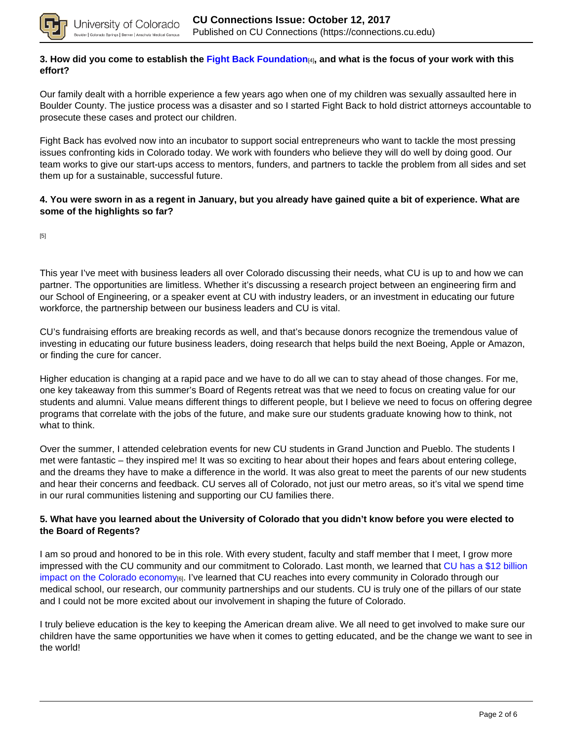**3. How did you come to establish the Fight Back Foundation[4], and what is the focus of your work with this effort?**

Our family dealt with a horrible experience a few years ago when one of my children was sexually assaulted here in Boulder County. The justice process was a disaster and so I started Fight Back to hold district attorneys accountable to prosecute these cases and protect our children.

Fight Back has evolved now into an incubator to support social entrepreneurs who want to tackle the most pressing issues confronting kids in Colorado today. We work with founders who believe they will do well by doing good. Our team works to give our start-ups access to mentors, funders, and partners to tackle the problem from all sides and set them up for a sustainable, successful future.

**4. You were sworn in as a regent in January, but you already have gained quite a bit of experience. What are some of the highlights so far?**

[5]

This year I've meet with business leaders all over Colorado discussing their needs, what CU is up to and how we can partner. The opportunities are limitless. Whether it's discussing a research project between an engineering firm and our School of Engineering, or a speaker event at CU with industry leaders, or an investment in educating our future workforce, the partnership between our business leaders and CU is vital.

CU's fundraising efforts are breaking records as well, and that's because donors recognize the tremendous value of investing in educating our future business leaders, doing research that helps build the next Boeing, Apple or Amazon, or finding the cure for cancer.

Higher education is changing at a rapid pace and we have to do all we can to stay ahead of those changes. For me, one key takeaway from this summer's Board of Regents retreat was that we need to focus on creating value for our students and alumni. Value means different things to different people, but I believe we need to focus on offering degree programs that correlate with the jobs of the future, and make sure our students graduate knowing how to think, not what to think.

Over the summer, I attended celebration events for new CU students in Grand Junction and Pueblo. The students I met were fantastic – they inspired me! It was so exciting to hear about their hopes and fears about entering college, and the dreams they have to make a difference in the world. It was also great to meet the parents of our new students and hear their concerns and feedback. CU serves all of Colorado, not just our metro areas, so it's vital we spend time in our rural communities listening and supporting our CU families there.

**5. What have you learned about the University of Colorado that you didn't know before you were elected to the Board of Regents?**

I am so proud and honored to be in this role. With every student, faculty and staff member that I meet, I grow more impressed with the CU community and our commitment to Colorado. Last month, we learned that CU has a $12 billion impact on the Colorado economy[6]. I've learned that CU reaches into every community in Colorado through our medical school, our research, our community partnerships and our students. CU is truly one of the pillars of our state and I could not be more excited about our involvement in shaping the future of Colorado.

I truly believe education is the key to keeping the American dream alive. We all need to get involved to make sure our children have the same opportunities we have when it comes to getting educated, and be the change we want to see in the world!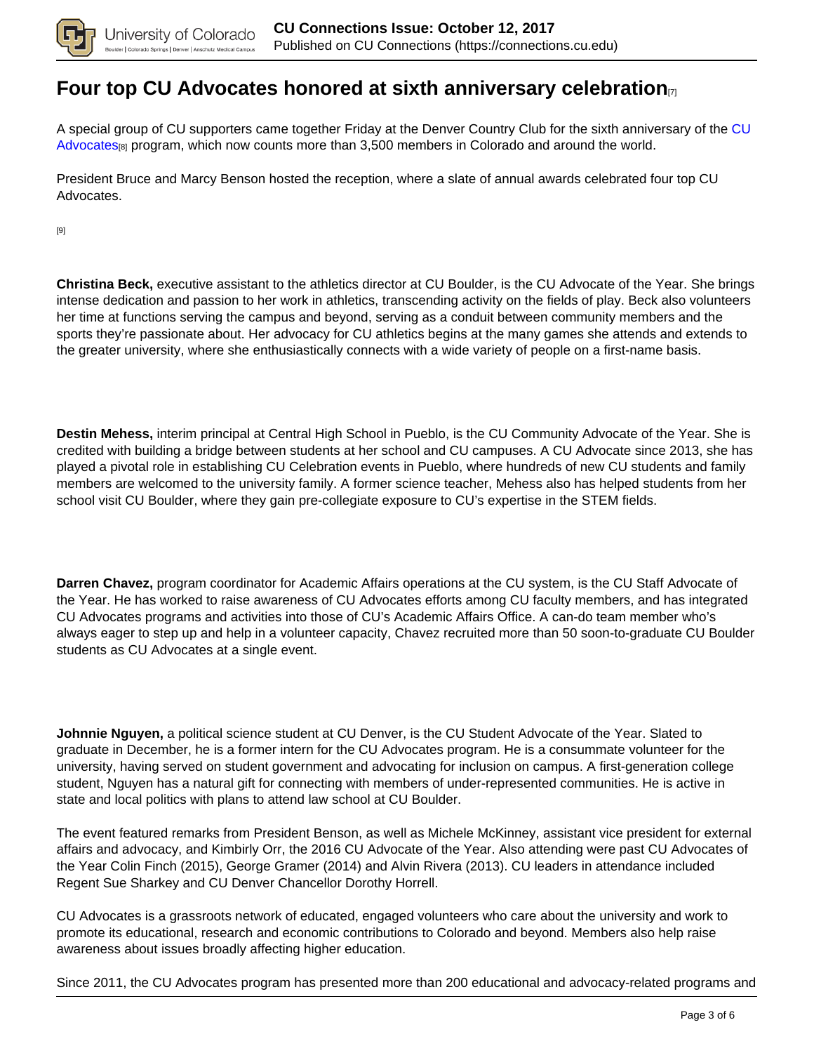# Four top CU Advocates honored at sixth anniversary celebration[7]

A special group of CU supporters came together Friday at the Denver Country Club for the sixth anniversary of the CU Advocates[8] program, which now counts more than 3,500 members in Colorado and around the world.

President Bruce and Marcy Benson hosted the reception, where a slate of annual awards celebrated four top CU Advocates.

[9]

**Christina Beck,** executive assistant to the athletics director at CU Boulder, is the CU Advocate of the Year. She brings intense dedication and passion to her work in athletics, transcending activity on the fields of play. Beck also volunteers her time at functions serving the campus and beyond, serving as a conduit between community members and the sports they're passionate about. Her advocacy for CU athletics begins at the many games she attends and extends to the greater university, where she enthusiastically connects with a wide variety of people on a first-name basis.

**Destin Mehess,** interim principal at Central High School in Pueblo, is the CU Community Advocate of the Year. She is credited with building a bridge between students at her school and CU campuses. A CU Advocate since 2013, she has played a pivotal role in establishing CU Celebration events in Pueblo, where hundreds of new CU students and family members are welcomed to the university family. A former science teacher, Mehess also has helped students from her school visit CU Boulder, where they gain pre-collegiate exposure to CU's expertise in the STEM fields.

**Darren Chavez,** program coordinator for Academic Affairs operations at the CU system, is the CU Staff Advocate of the Year. He has worked to raise awareness of CU Advocates efforts among CU faculty members, and has integrated CU Advocates programs and activities into those of CU's Academic Affairs Office. A can-do team member who's always eager to step up and help in a volunteer capacity, Chavez recruited more than 50 soon-to-graduate CU Boulder students as CU Advocates at a single event.

**Johnnie Nguyen,** a political science student at CU Denver, is the CU Student Advocate of the Year. Slated to graduate in December, he is a former intern for the CU Advocates program. He is a consummate volunteer for the university, having served on student government and advocating for inclusion on campus. A first-generation college student, Nguyen has a natural gift for connecting with members of under-represented communities. He is active in state and local politics with plans to attend law school at CU Boulder.

The event featured remarks from President Benson, as well as Michele McKinney, assistant vice president for external affairs and advocacy, and Kimbirly Orr, the 2016 CU Advocate of the Year. Also attending were past CU Advocates of the Year Colin Finch (2015), George Gramer (2014) and Alvin Rivera (2013). CU leaders in attendance included Regent Sue Sharkey and CU Denver Chancellor Dorothy Horrell.

CU Advocates is a grassroots network of educated, engaged volunteers who care about the university and work to promote its educational, research and economic contributions to Colorado and beyond. Members also help raise awareness about issues broadly affecting higher education.

Since 2011, the CU Advocates program has presented more than 200 educational and advocacy-related programs and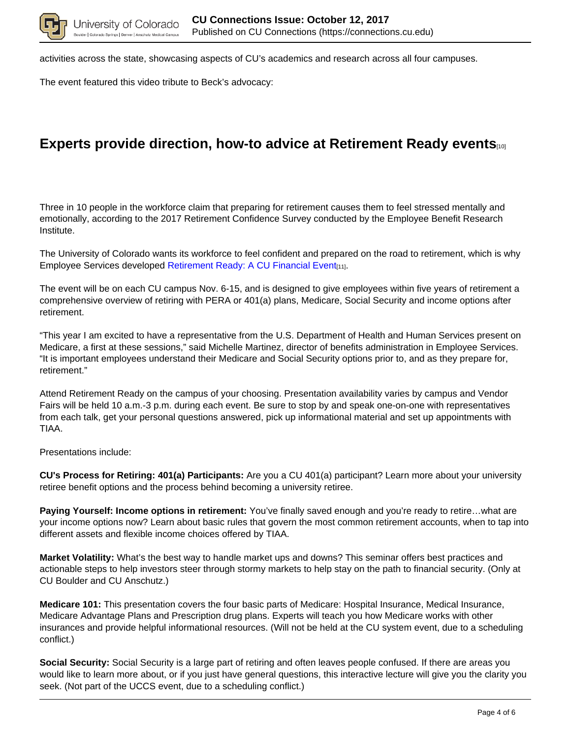activities across the state, showcasing aspects of CU's academics and research across all four campuses.

The event featured this video tribute to Beck's advocacy:

## Experts provide direction, how-to advice at Retirement Ready events[10]

Three in 10 people in the workforce claim that preparing for retirement causes them to feel stressed mentally and emotionally, according to the 2017 Retirement Confidence Survey conducted by the Employee Benefit Research Institute.

The University of Colorado wants its workforce to feel confident and prepared on the road to retirement, which is why Employee Services developed Retirement Ready: A CU Financial Event[11].

The event will be on each CU campus Nov. 6-15, and is designed to give employees within five years of retirement a comprehensive overview of retiring with PERA or 401(a) plans, Medicare, Social Security and income options after retirement.

"This year I am excited to have a representative from the U.S. Department of Health and Human Services present on Medicare, a first at these sessions," said Michelle Martinez, director of benefits administration in Employee Services. "It is important employees understand their Medicare and Social Security options prior to, and as they prepare for, retirement."

Attend Retirement Ready on the campus of your choosing. Presentation availability varies by campus and Vendor Fairs will be held 10 a.m.-3 p.m. during each event. Be sure to stop by and speak one-on-one with representatives from each talk, get your personal questions answered, pick up informational material and set up appointments with TIAA.

Presentations include:

**CU's Process for Retiring: 401(a) Participants:** Are you a CU 401(a) participant? Learn more about your university retiree benefit options and the process behind becoming a university retiree.

**Paying Yourself: Income options in retirement:** You've finally saved enough and you're ready to retire…what are your income options now? Learn about basic rules that govern the most common retirement accounts, when to tap into different assets and flexible income choices offered by TIAA.

**Market Volatility:** What's the best way to handle market ups and downs? This seminar offers best practices and actionable steps to help investors steer through stormy markets to help stay on the path to financial security. (Only at CU Boulder and CU Anschutz.)

**Medicare 101:** This presentation covers the four basic parts of Medicare: Hospital Insurance, Medical Insurance, Medicare Advantage Plans and Prescription drug plans. Experts will teach you how Medicare works with other insurances and provide helpful informational resources. (Will not be held at the CU system event, due to a scheduling conflict.)

**Social Security:** Social Security is a large part of retiring and often leaves people confused. If there are areas you would like to learn more about, or if you just have general questions, this interactive lecture will give you the clarity you seek. (Not part of the UCCS event, due to a scheduling conflict.)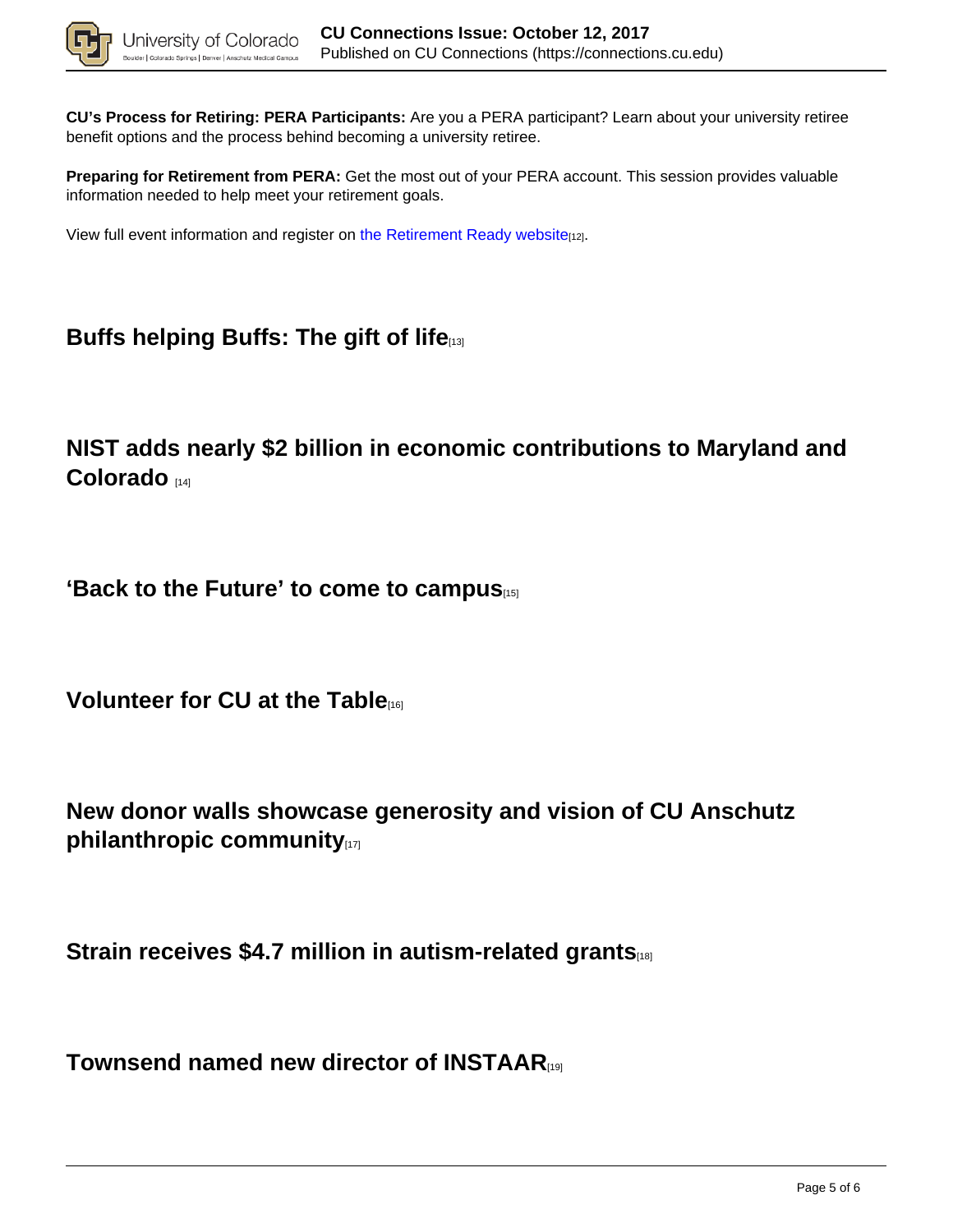**CU's Process for Retiring: PERA Participants:** Are you a PERA participant? Learn about your university retiree benefit options and the process behind becoming a university retiree.

**Preparing for Retirement from PERA:** Get the most out of your PERA account. This session provides valuable information needed to help meet your retirement goals.

View full event information and register on the Retirement Ready website[12].

## Buffs helping Buffs: The gift of life[13]

## NIST adds nearly $2 billion in economic contributions to Maryland and Colorado [14]

## 'Back to the Future' to come to campus[15]

## Volunteer for CU at the Table[16]

## New donor walls showcase generosity and vision of CU Anschutz philanthropic community[17]

## Strain receives $4.7 million in autism-related grants[18]

## Townsend named new director of INSTAAR[19]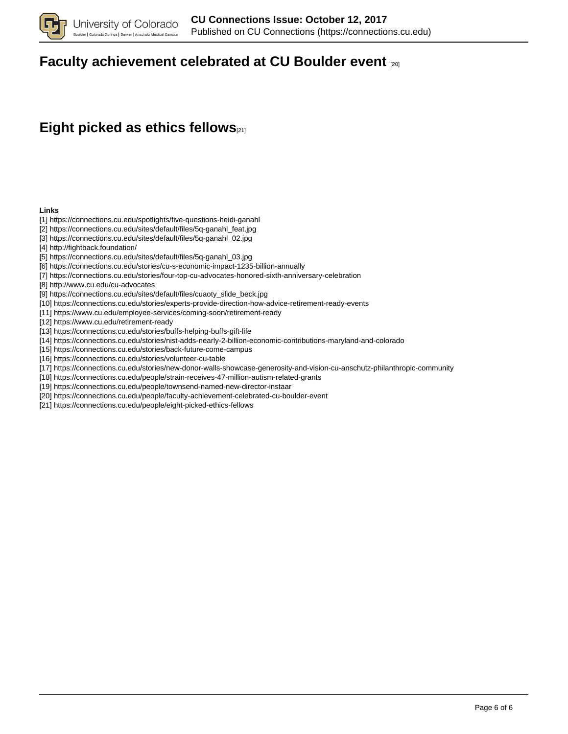## Faculty achievement celebrated at CU Boulder event [20]

## Eight picked as ethics fellows[21]

**Links**

[1] https://connections.cu.edu/spotlights/five-questions-heidi-ganahl
[2] https://connections.cu.edu/sites/default/files/5q-ganahl_feat.jpg
[3] https://connections.cu.edu/sites/default/files/5q-ganahl_02.jpg
[4] http://fightback.foundation/
[5] https://connections.cu.edu/sites/default/files/5q-ganahl_03.jpg
[6] https://connections.cu.edu/stories/cu-s-economic-impact-1235-billion-annually
[7] https://connections.cu.edu/stories/four-top-cu-advocates-honored-sixth-anniversary-celebration
[8] http://www.cu.edu/cu-advocates
[9] https://connections.cu.edu/sites/default/files/cuaoty_slide_beck.jpg
[10] https://connections.cu.edu/stories/experts-provide-direction-how-advice-retirement-ready-events
[11] https://www.cu.edu/employee-services/coming-soon/retirement-ready
[12] https://www.cu.edu/retirement-ready
[13] https://connections.cu.edu/stories/buffs-helping-buffs-gift-life
[14] https://connections.cu.edu/stories/nist-adds-nearly-2-billion-economic-contributions-maryland-and-colorado
[15] https://connections.cu.edu/stories/back-future-come-campus
[16] https://connections.cu.edu/stories/volunteer-cu-table
[17] https://connections.cu.edu/stories/new-donor-walls-showcase-generosity-and-vision-cu-anschutz-philanthropic-community
[18] https://connections.cu.edu/people/strain-receives-47-million-autism-related-grants
[19] https://connections.cu.edu/people/townsend-named-new-director-instaar
[20] https://connections.cu.edu/people/faculty-achievement-celebrated-cu-boulder-event
[21] https://connections.cu.edu/people/eight-picked-ethics-fellows